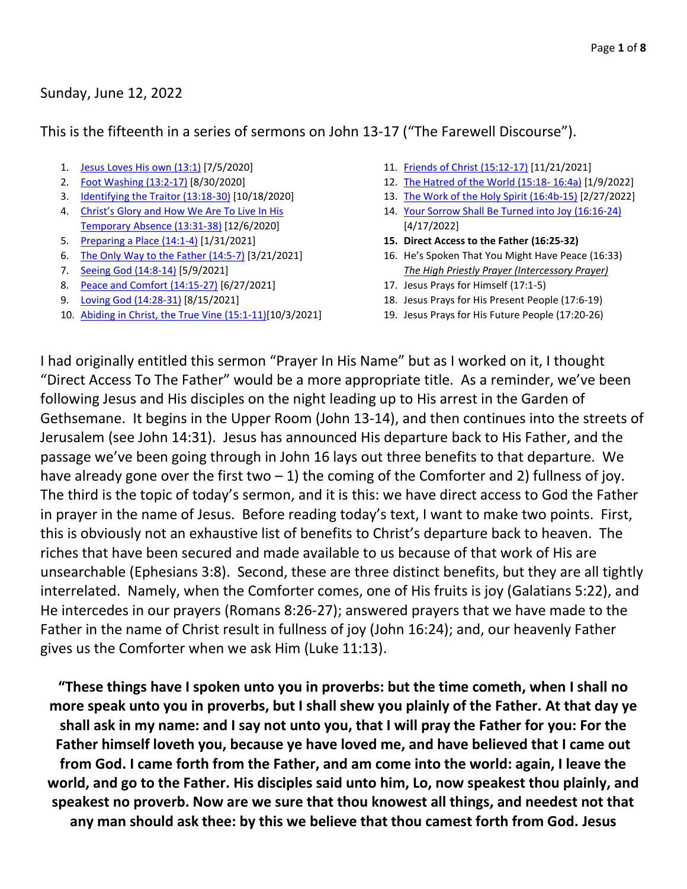Sunday, June 12, 2022

This is the fifteenth in a series of sermons on John 13-17 ("The Farewell Discourse").

1. Jesus Loves His own (13:1) [7/5/2020]
2. Foot Washing (13:2-17) [8/30/2020]
3. Identifying the Traitor (13:18-30) [10/18/2020]
4. Christ's Glory and How We Are To Live In His Temporary Absence (13:31-38) [12/6/2020]
5. Preparing a Place (14:1-4) [1/31/2021]
6. The Only Way to the Father (14:5-7) [3/21/2021]
7. Seeing God (14:8-14) [5/9/2021]
8. Peace and Comfort (14:15-27) [6/27/2021]
9. Loving God (14:28-31) [8/15/2021]
10. Abiding in Christ, the True Vine (15:1-11)[10/3/2021]
11. Friends of Christ (15:12-17) [11/21/2021]
12. The Hatred of the World (15:18- 16:4a) [1/9/2022]
13. The Work of the Holy Spirit (16:4b-15) [2/27/2022]
14. Your Sorrow Shall Be Turned into Joy (16:16-24) [4/17/2022]
15. **Direct Access to the Father (16:25-32)**
16. He's Spoken That You Might Have Peace (16:33)
    *The High Priestly Prayer (Intercessory Prayer)*
17. Jesus Prays for Himself (17:1-5)
18. Jesus Prays for His Present People (17:6-19)
19. Jesus Prays for His Future People (17:20-26)

I had originally entitled this sermon "Prayer In His Name" but as I worked on it, I thought "Direct Access To The Father" would be a more appropriate title. As a reminder, we've been following Jesus and His disciples on the night leading up to His arrest in the Garden of Gethsemane. It begins in the Upper Room (John 13-14), and then continues into the streets of Jerusalem (see John 14:31). Jesus has announced His departure back to His Father, and the passage we've been going through in John 16 lays out three benefits to that departure. We have already gone over the first two – 1) the coming of the Comforter and 2) fullness of joy. The third is the topic of today's sermon, and it is this: we have direct access to God the Father in prayer in the name of Jesus. Before reading today's text, I want to make two points. First, this is obviously not an exhaustive list of benefits to Christ's departure back to heaven. The riches that have been secured and made available to us because of that work of His are unsearchable (Ephesians 3:8). Second, these are three distinct benefits, but they are all tightly interrelated. Namely, when the Comforter comes, one of His fruits is joy (Galatians 5:22), and He intercedes in our prayers (Romans 8:26-27); answered prayers that we have made to the Father in the name of Christ result in fullness of joy (John 16:24); and, our heavenly Father gives us the Comforter when we ask Him (Luke 11:13).

**"These things have I spoken unto you in proverbs: but the time cometh, when I shall no more speak unto you in proverbs, but I shall shew you plainly of the Father. At that day ye shall ask in my name: and I say not unto you, that I will pray the Father for you: For the Father himself loveth you, because ye have loved me, and have believed that I came out from God. I came forth from the Father, and am come into the world: again, I leave the world, and go to the Father. His disciples said unto him, Lo, now speakest thou plainly, and speakest no proverb. Now are we sure that thou knowest all things, and needest not that any man should ask thee: by this we believe that thou camest forth from God. Jesus**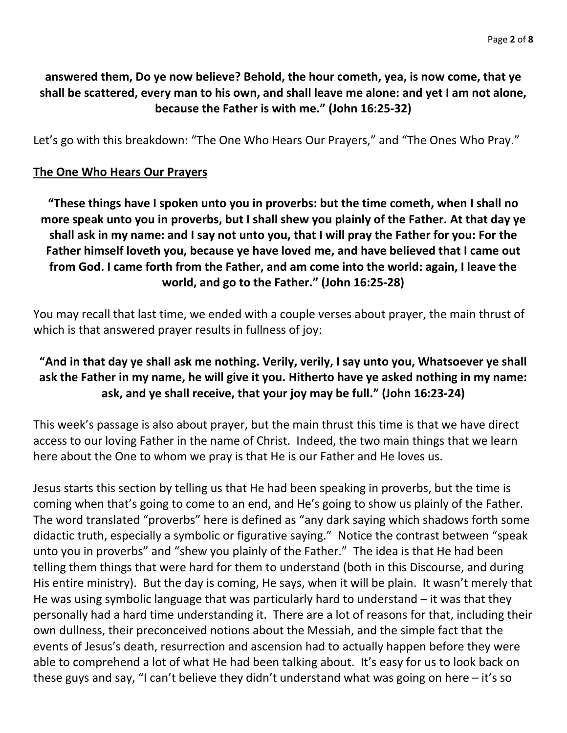**answered them, Do ye now believe? Behold, the hour cometh, yea, is now come, that ye shall be scattered, every man to his own, and shall leave me alone: and yet I am not alone, because the Father is with me." (John 16:25-32)**

Let's go with this breakdown: "The One Who Hears Our Prayers," and "The Ones Who Pray."

## The One Who Hears Our Prayers

**"These things have I spoken unto you in proverbs: but the time cometh, when I shall no more speak unto you in proverbs, but I shall shew you plainly of the Father. At that day ye shall ask in my name: and I say not unto you, that I will pray the Father for you: For the Father himself loveth you, because ye have loved me, and have believed that I came out from God. I came forth from the Father, and am come into the world: again, I leave the world, and go to the Father." (John 16:25-28)**

You may recall that last time, we ended with a couple verses about prayer, the main thrust of which is that answered prayer results in fullness of joy:

**"And in that day ye shall ask me nothing. Verily, verily, I say unto you, Whatsoever ye shall ask the Father in my name, he will give it you. Hitherto have ye asked nothing in my name: ask, and ye shall receive, that your joy may be full." (John 16:23-24)**

This week's passage is also about prayer, but the main thrust this time is that we have direct access to our loving Father in the name of Christ. Indeed, the two main things that we learn here about the One to whom we pray is that He is our Father and He loves us.

Jesus starts this section by telling us that He had been speaking in proverbs, but the time is coming when that's going to come to an end, and He's going to show us plainly of the Father. The word translated "proverbs" here is defined as "any dark saying which shadows forth some didactic truth, especially a symbolic or figurative saying." Notice the contrast between "speak unto you in proverbs" and "shew you plainly of the Father." The idea is that He had been telling them things that were hard for them to understand (both in this Discourse, and during His entire ministry). But the day is coming, He says, when it will be plain. It wasn't merely that He was using symbolic language that was particularly hard to understand – it was that they personally had a hard time understanding it. There are a lot of reasons for that, including their own dullness, their preconceived notions about the Messiah, and the simple fact that the events of Jesus's death, resurrection and ascension had to actually happen before they were able to comprehend a lot of what He had been talking about. It's easy for us to look back on these guys and say, "I can't believe they didn't understand what was going on here – it's so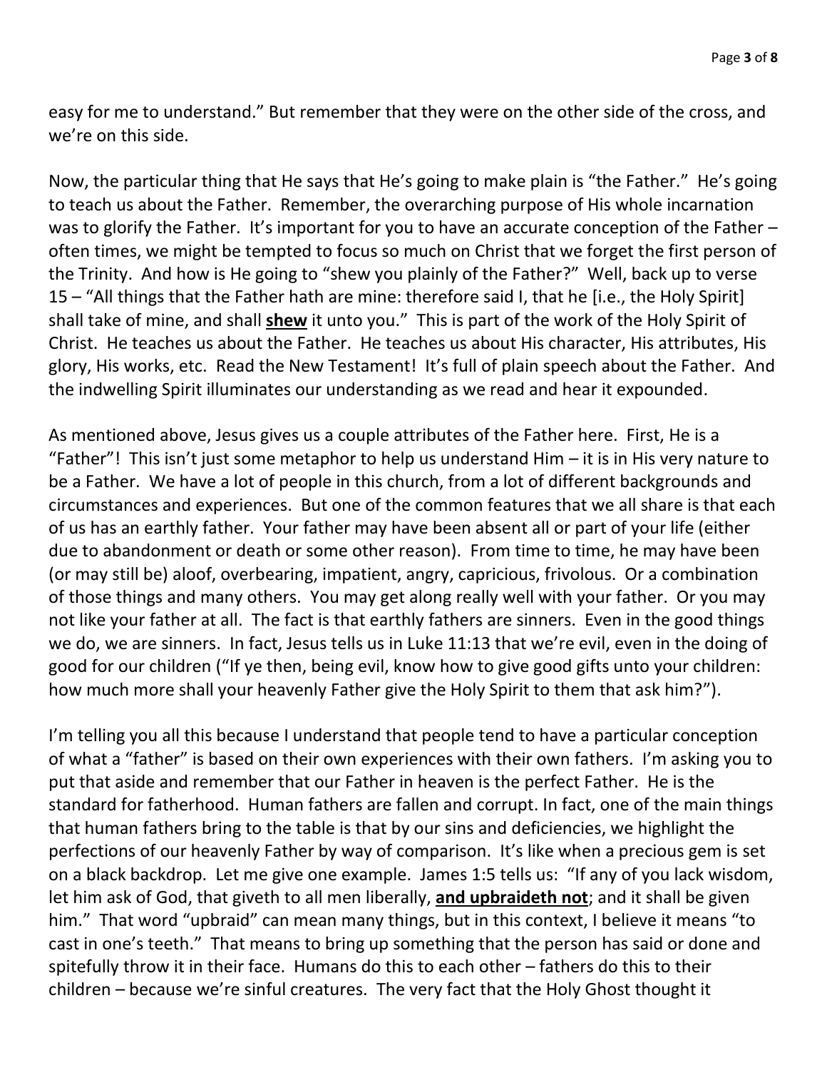easy for me to understand." But remember that they were on the other side of the cross, and we're on this side.

Now, the particular thing that He says that He's going to make plain is "the Father." He's going to teach us about the Father. Remember, the overarching purpose of His whole incarnation was to glorify the Father. It's important for you to have an accurate conception of the Father – often times, we might be tempted to focus so much on Christ that we forget the first person of the Trinity. And how is He going to "shew you plainly of the Father?" Well, back up to verse 15 – "All things that the Father hath are mine: therefore said I, that he [i.e., the Holy Spirit] shall take of mine, and shall **<u>shew</u>** it unto you." This is part of the work of the Holy Spirit of Christ. He teaches us about the Father. He teaches us about His character, His attributes, His glory, His works, etc. Read the New Testament! It's full of plain speech about the Father. And the indwelling Spirit illuminates our understanding as we read and hear it expounded.

As mentioned above, Jesus gives us a couple attributes of the Father here. First, He is a "Father"! This isn't just some metaphor to help us understand Him – it is in His very nature to be a Father. We have a lot of people in this church, from a lot of different backgrounds and circumstances and experiences. But one of the common features that we all share is that each of us has an earthly father. Your father may have been absent all or part of your life (either due to abandonment or death or some other reason). From time to time, he may have been (or may still be) aloof, overbearing, impatient, angry, capricious, frivolous. Or a combination of those things and many others. You may get along really well with your father. Or you may not like your father at all. The fact is that earthly fathers are sinners. Even in the good things we do, we are sinners. In fact, Jesus tells us in Luke 11:13 that we're evil, even in the doing of good for our children ("If ye then, being evil, know how to give good gifts unto your children: how much more shall your heavenly Father give the Holy Spirit to them that ask him?").

I'm telling you all this because I understand that people tend to have a particular conception of what a "father" is based on their own experiences with their own fathers. I'm asking you to put that aside and remember that our Father in heaven is the perfect Father. He is the standard for fatherhood. Human fathers are fallen and corrupt. In fact, one of the main things that human fathers bring to the table is that by our sins and deficiencies, we highlight the perfections of our heavenly Father by way of comparison. It's like when a precious gem is set on a black backdrop. Let me give one example. James 1:5 tells us: "If any of you lack wisdom, let him ask of God, that giveth to all men liberally, **<u>and upbraideth not</u>**; and it shall be given him." That word "upbraid" can mean many things, but in this context, I believe it means "to cast in one's teeth." That means to bring up something that the person has said or done and spitefully throw it in their face. Humans do this to each other – fathers do this to their children – because we're sinful creatures. The very fact that the Holy Ghost thought it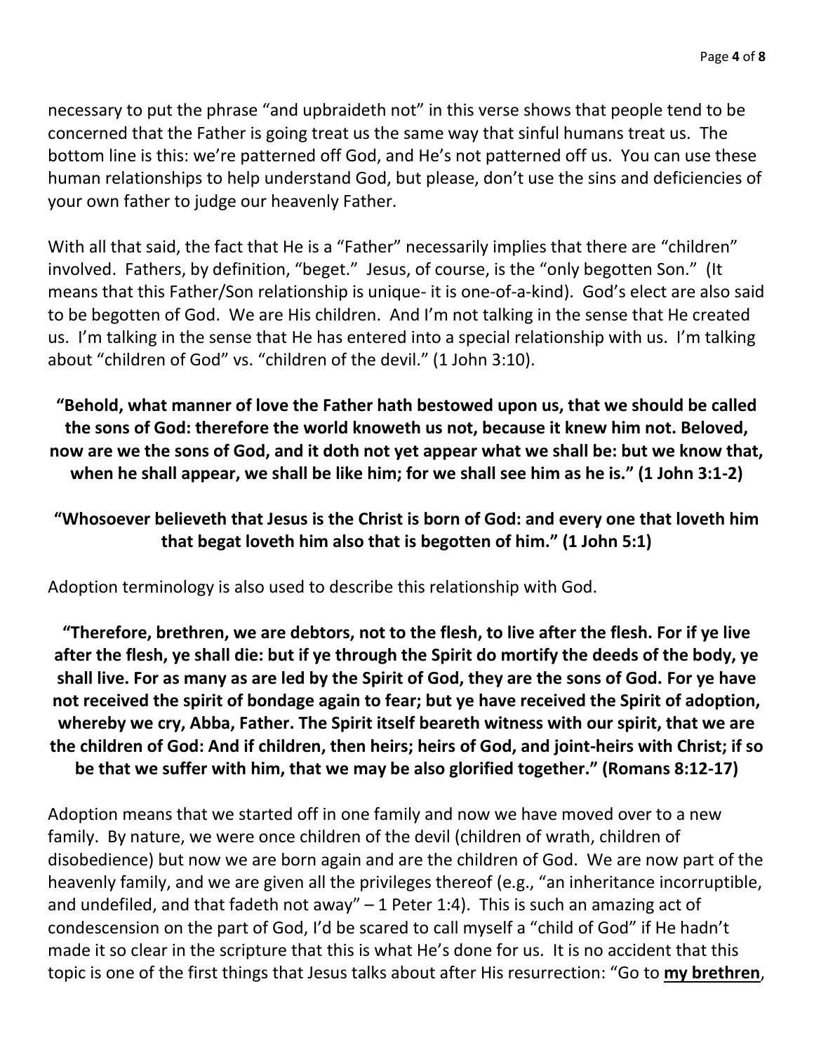necessary to put the phrase "and upbraideth not" in this verse shows that people tend to be concerned that the Father is going treat us the same way that sinful humans treat us. The bottom line is this: we're patterned off God, and He's not patterned off us. You can use these human relationships to help understand God, but please, don't use the sins and deficiencies of your own father to judge our heavenly Father.

With all that said, the fact that He is a "Father" necessarily implies that there are "children" involved. Fathers, by definition, "beget." Jesus, of course, is the "only begotten Son." (It means that this Father/Son relationship is unique- it is one-of-a-kind). God's elect are also said to be begotten of God. We are His children. And I'm not talking in the sense that He created us. I'm talking in the sense that He has entered into a special relationship with us. I'm talking about "children of God" vs. "children of the devil." (1 John 3:10).

**"Behold, what manner of love the Father hath bestowed upon us, that we should be called the sons of God: therefore the world knoweth us not, because it knew him not. Beloved, now are we the sons of God, and it doth not yet appear what we shall be: but we know that, when he shall appear, we shall be like him; for we shall see him as he is." (1 John 3:1-2)**

**"Whosoever believeth that Jesus is the Christ is born of God: and every one that loveth him that begat loveth him also that is begotten of him." (1 John 5:1)**

Adoption terminology is also used to describe this relationship with God.

**"Therefore, brethren, we are debtors, not to the flesh, to live after the flesh. For if ye live after the flesh, ye shall die: but if ye through the Spirit do mortify the deeds of the body, ye shall live. For as many as are led by the Spirit of God, they are the sons of God. For ye have not received the spirit of bondage again to fear; but ye have received the Spirit of adoption, whereby we cry, Abba, Father. The Spirit itself beareth witness with our spirit, that we are the children of God: And if children, then heirs; heirs of God, and joint-heirs with Christ; if so be that we suffer with him, that we may be also glorified together." (Romans 8:12-17)**

Adoption means that we started off in one family and now we have moved over to a new family. By nature, we were once children of the devil (children of wrath, children of disobedience) but now we are born again and are the children of God. We are now part of the heavenly family, and we are given all the privileges thereof (e.g., "an inheritance incorruptible, and undefiled, and that fadeth not away" – 1 Peter 1:4). This is such an amazing act of condescension on the part of God, I'd be scared to call myself a "child of God" if He hadn't made it so clear in the scripture that this is what He's done for us. It is no accident that this topic is one of the first things that Jesus talks about after His resurrection: "Go to **<u>my brethren</u>**,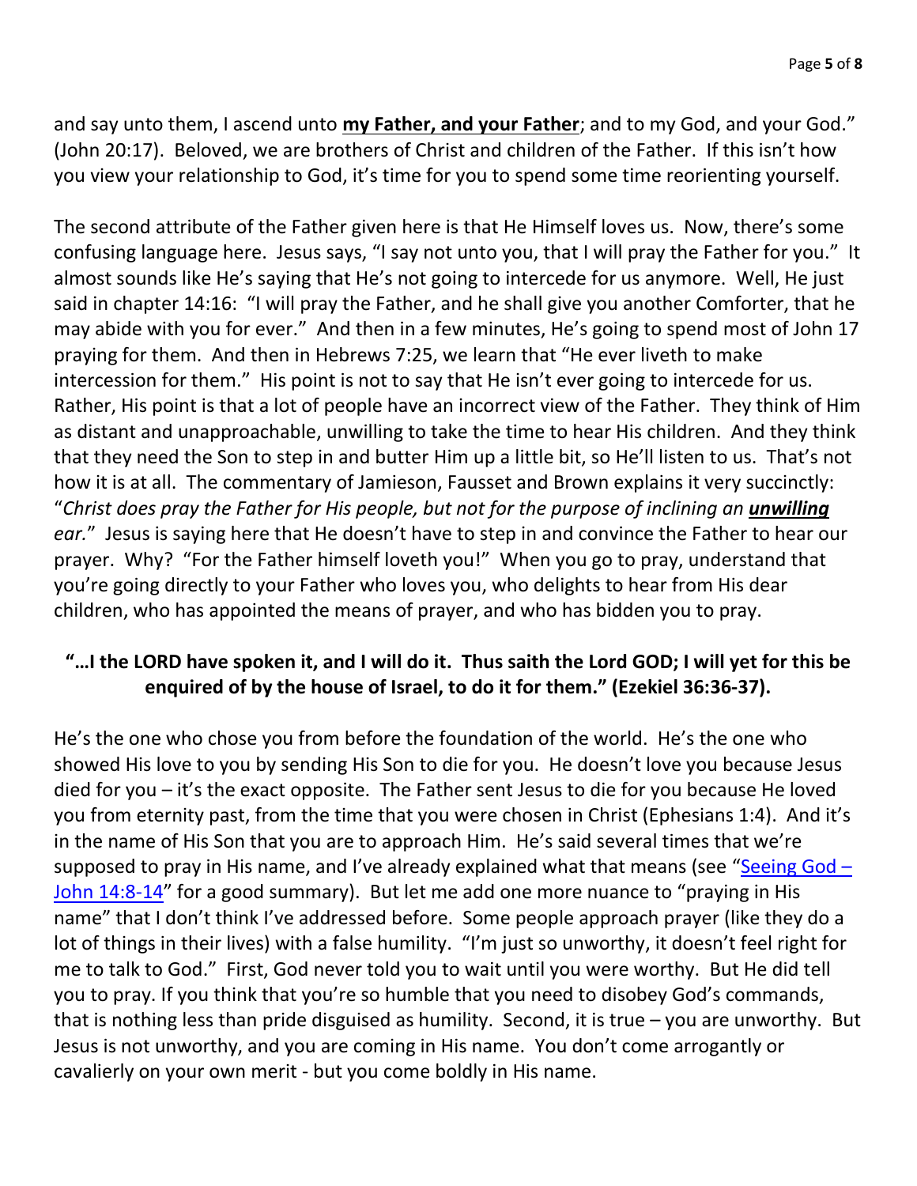and say unto them, I ascend unto **<u>my Father, and your Father</u>**; and to my God, and your God." (John 20:17). Beloved, we are brothers of Christ and children of the Father. If this isn't how you view your relationship to God, it's time for you to spend some time reorienting yourself.

The second attribute of the Father given here is that He Himself loves us. Now, there's some confusing language here. Jesus says, "I say not unto you, that I will pray the Father for you." It almost sounds like He's saying that He's not going to intercede for us anymore. Well, He just said in chapter 14:16: "I will pray the Father, and he shall give you another Comforter, that he may abide with you for ever." And then in a few minutes, He's going to spend most of John 17 praying for them. And then in Hebrews 7:25, we learn that "He ever liveth to make intercession for them." His point is not to say that He isn't ever going to intercede for us. Rather, His point is that a lot of people have an incorrect view of the Father. They think of Him as distant and unapproachable, unwilling to take the time to hear His children. And they think that they need the Son to step in and butter Him up a little bit, so He'll listen to us. That's not how it is at all. The commentary of Jamieson, Fausset and Brown explains it very succinctly: "*Christ does pray the Father for His people, but not for the purpose of inclining an **<u>unwilling</u>** ear.*" Jesus is saying here that He doesn't have to step in and convince the Father to hear our prayer. Why? "For the Father himself loveth you!" When you go to pray, understand that you're going directly to your Father who loves you, who delights to hear from His dear children, who has appointed the means of prayer, and who has bidden you to pray.

**"…I the LORD have spoken it, and I will do it. Thus saith the Lord GOD; I will yet for this be enquired of by the house of Israel, to do it for them." (Ezekiel 36:36-37).**

He's the one who chose you from before the foundation of the world. He's the one who showed His love to you by sending His Son to die for you. He doesn't love you because Jesus died for you – it's the exact opposite. The Father sent Jesus to die for you because He loved you from eternity past, from the time that you were chosen in Christ (Ephesians 1:4). And it's in the name of His Son that you are to approach Him. He's said several times that we're supposed to pray in His name, and I've already explained what that means (see "Seeing God – John 14:8-14" for a good summary). But let me add one more nuance to "praying in His name" that I don't think I've addressed before. Some people approach prayer (like they do a lot of things in their lives) with a false humility. "I'm just so unworthy, it doesn't feel right for me to talk to God." First, God never told you to wait until you were worthy. But He did tell you to pray. If you think that you're so humble that you need to disobey God's commands, that is nothing less than pride disguised as humility. Second, it is true – you are unworthy. But Jesus is not unworthy, and you are coming in His name. You don't come arrogantly or cavalierly on your own merit - but you come boldly in His name.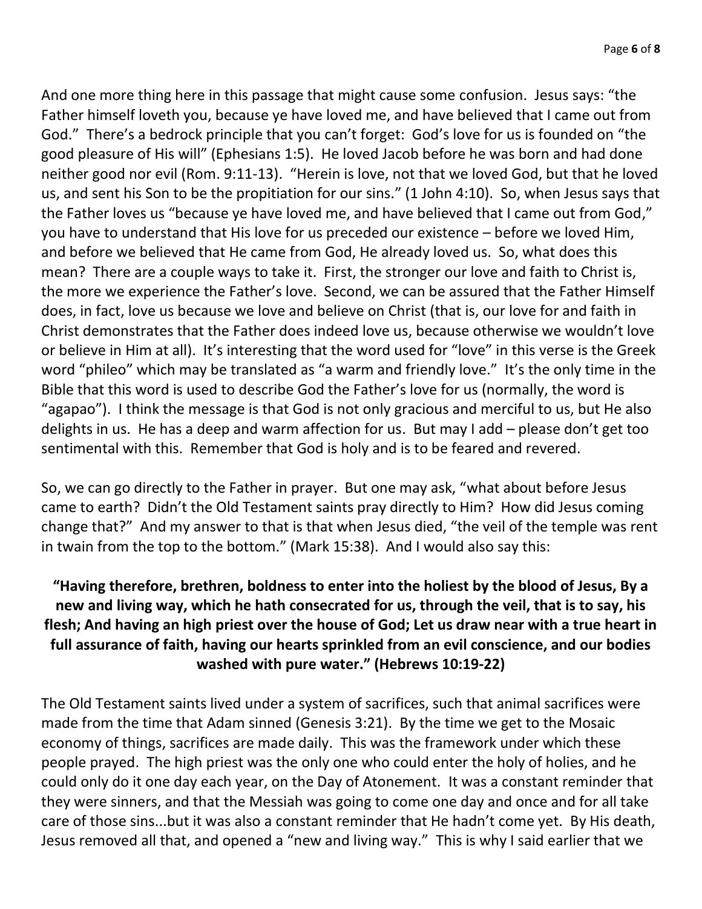And one more thing here in this passage that might cause some confusion. Jesus says: "the Father himself loveth you, because ye have loved me, and have believed that I came out from God." There's a bedrock principle that you can't forget: God's love for us is founded on "the good pleasure of His will" (Ephesians 1:5). He loved Jacob before he was born and had done neither good nor evil (Rom. 9:11-13). "Herein is love, not that we loved God, but that he loved us, and sent his Son to be the propitiation for our sins." (1 John 4:10). So, when Jesus says that the Father loves us "because ye have loved me, and have believed that I came out from God," you have to understand that His love for us preceded our existence – before we loved Him, and before we believed that He came from God, He already loved us. So, what does this mean? There are a couple ways to take it. First, the stronger our love and faith to Christ is, the more we experience the Father's love. Second, we can be assured that the Father Himself does, in fact, love us because we love and believe on Christ (that is, our love for and faith in Christ demonstrates that the Father does indeed love us, because otherwise we wouldn't love or believe in Him at all). It's interesting that the word used for "love" in this verse is the Greek word "phileo" which may be translated as "a warm and friendly love." It's the only time in the Bible that this word is used to describe God the Father's love for us (normally, the word is "agapao"). I think the message is that God is not only gracious and merciful to us, but He also delights in us. He has a deep and warm affection for us. But may I add – please don't get too sentimental with this. Remember that God is holy and is to be feared and revered.

So, we can go directly to the Father in prayer. But one may ask, "what about before Jesus came to earth? Didn't the Old Testament saints pray directly to Him? How did Jesus coming change that?" And my answer to that is that when Jesus died, "the veil of the temple was rent in twain from the top to the bottom." (Mark 15:38). And I would also say this:

**"Having therefore, brethren, boldness to enter into the holiest by the blood of Jesus, By a new and living way, which he hath consecrated for us, through the veil, that is to say, his flesh; And having an high priest over the house of God; Let us draw near with a true heart in full assurance of faith, having our hearts sprinkled from an evil conscience, and our bodies washed with pure water." (Hebrews 10:19-22)**

The Old Testament saints lived under a system of sacrifices, such that animal sacrifices were made from the time that Adam sinned (Genesis 3:21). By the time we get to the Mosaic economy of things, sacrifices are made daily. This was the framework under which these people prayed. The high priest was the only one who could enter the holy of holies, and he could only do it one day each year, on the Day of Atonement. It was a constant reminder that they were sinners, and that the Messiah was going to come one day and once and for all take care of those sins...but it was also a constant reminder that He hadn't come yet. By His death, Jesus removed all that, and opened a "new and living way." This is why I said earlier that we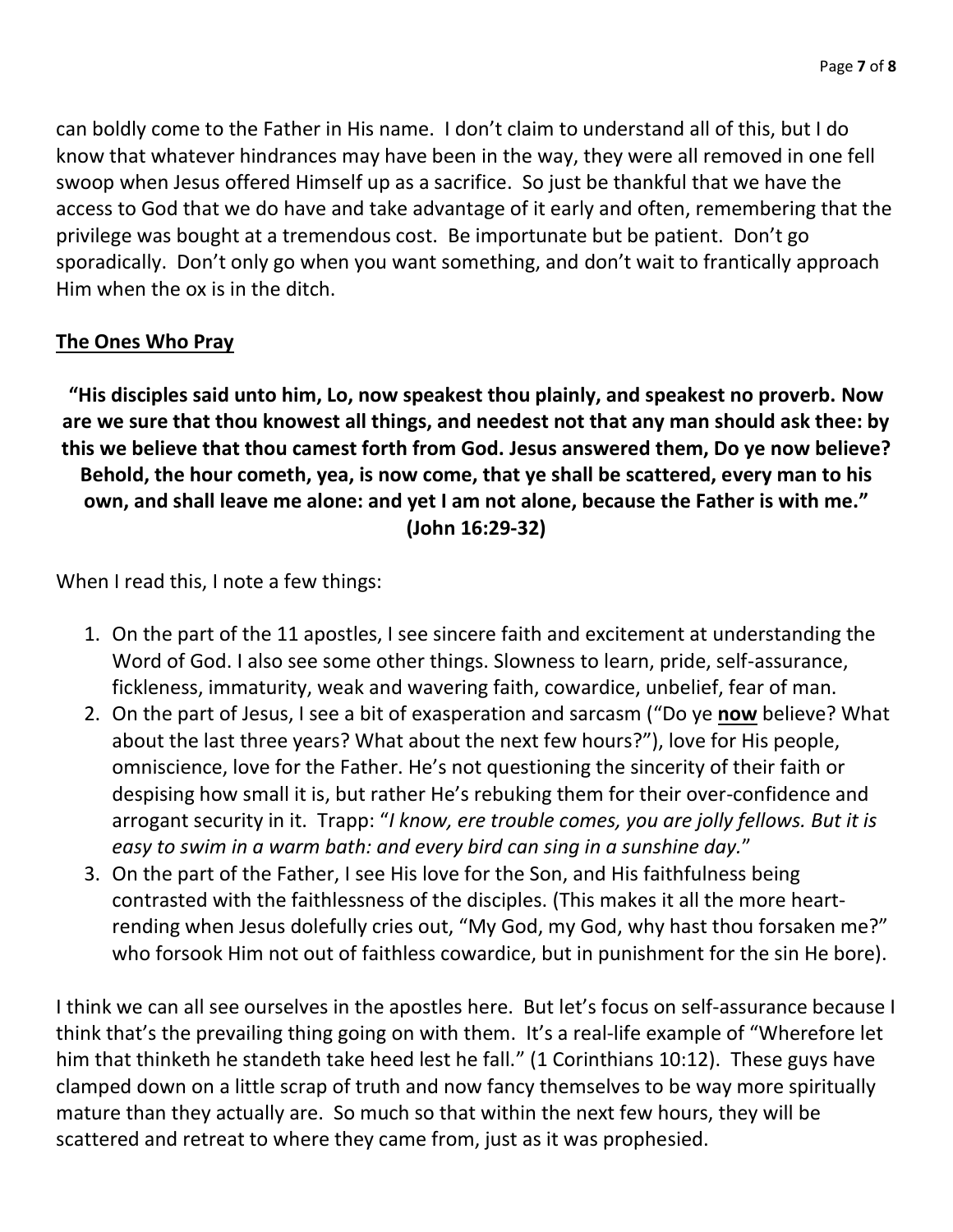can boldly come to the Father in His name. I don't claim to understand all of this, but I do know that whatever hindrances may have been in the way, they were all removed in one fell swoop when Jesus offered Himself up as a sacrifice. So just be thankful that we have the access to God that we do have and take advantage of it early and often, remembering that the privilege was bought at a tremendous cost. Be importunate but be patient. Don't go sporadically. Don't only go when you want something, and don't wait to frantically approach Him when the ox is in the ditch.

## <u>The Ones Who Pray</u>

**"His disciples said unto him, Lo, now speakest thou plainly, and speakest no proverb. Now are we sure that thou knowest all things, and needest not that any man should ask thee: by this we believe that thou camest forth from God. Jesus answered them, Do ye now believe? Behold, the hour cometh, yea, is now come, that ye shall be scattered, every man to his own, and shall leave me alone: and yet I am not alone, because the Father is with me." (John 16:29-32)**

When I read this, I note a few things:

1. On the part of the 11 apostles, I see sincere faith and excitement at understanding the Word of God. I also see some other things. Slowness to learn, pride, self-assurance, fickleness, immaturity, weak and wavering faith, cowardice, unbelief, fear of man.
2. On the part of Jesus, I see a bit of exasperation and sarcasm ("Do ye **<u>now</u>** believe? What about the last three years? What about the next few hours?"), love for His people, omniscience, love for the Father. He's not questioning the sincerity of their faith or despising how small it is, but rather He's rebuking them for their over-confidence and arrogant security in it. Trapp: "*I know, ere trouble comes, you are jolly fellows. But it is easy to swim in a warm bath: and every bird can sing in a sunshine day.*"
3. On the part of the Father, I see His love for the Son, and His faithfulness being contrasted with the faithlessness of the disciples. (This makes it all the more heart-rending when Jesus dolefully cries out, "My God, my God, why hast thou forsaken me?" who forsook Him not out of faithless cowardice, but in punishment for the sin He bore).

I think we can all see ourselves in the apostles here. But let's focus on self-assurance because I think that's the prevailing thing going on with them. It's a real-life example of "Wherefore let him that thinketh he standeth take heed lest he fall." (1 Corinthians 10:12). These guys have clamped down on a little scrap of truth and now fancy themselves to be way more spiritually mature than they actually are. So much so that within the next few hours, they will be scattered and retreat to where they came from, just as it was prophesied.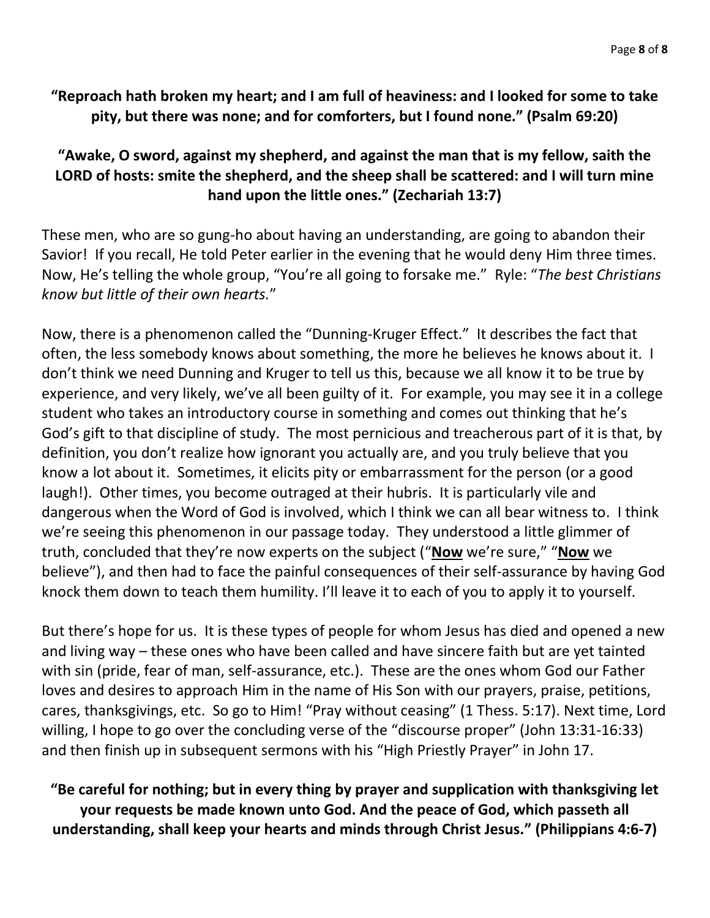**“Reproach hath broken my heart; and I am full of heaviness: and I looked for some to take pity, but there was none; and for comforters, but I found none.” (Psalm 69:20)**

**“Awake, O sword, against my shepherd, and against the man that is my fellow, saith the LORD of hosts: smite the shepherd, and the sheep shall be scattered: and I will turn mine hand upon the little ones.” (Zechariah 13:7)**

These men, who are so gung-ho about having an understanding, are going to abandon their Savior! If you recall, He told Peter earlier in the evening that he would deny Him three times. Now, He’s telling the whole group, “You’re all going to forsake me.” Ryle: “*The best Christians know but little of their own hearts.*”

Now, there is a phenomenon called the “Dunning-Kruger Effect.” It describes the fact that often, the less somebody knows about something, the more he believes he knows about it. I don’t think we need Dunning and Kruger to tell us this, because we all know it to be true by experience, and very likely, we’ve all been guilty of it. For example, you may see it in a college student who takes an introductory course in something and comes out thinking that he’s God’s gift to that discipline of study. The most pernicious and treacherous part of it is that, by definition, you don’t realize how ignorant you actually are, and you truly believe that you know a lot about it. Sometimes, it elicits pity or embarrassment for the person (or a good laugh!). Other times, you become outraged at their hubris. It is particularly vile and dangerous when the Word of God is involved, which I think we can all bear witness to. I think we’re seeing this phenomenon in our passage today. They understood a little glimmer of truth, concluded that they’re now experts on the subject (“**<u>Now</u>** we’re sure,” “**<u>Now</u>** we believe”), and then had to face the painful consequences of their self-assurance by having God knock them down to teach them humility. I’ll leave it to each of you to apply it to yourself.

But there’s hope for us. It is these types of people for whom Jesus has died and opened a new and living way – these ones who have been called and have sincere faith but are yet tainted with sin (pride, fear of man, self-assurance, etc.). These are the ones whom God our Father loves and desires to approach Him in the name of His Son with our prayers, praise, petitions, cares, thanksgivings, etc. So go to Him! “Pray without ceasing” (1 Thess. 5:17). Next time, Lord willing, I hope to go over the concluding verse of the “discourse proper” (John 13:31-16:33) and then finish up in subsequent sermons with his “High Priestly Prayer” in John 17.

**“Be careful for nothing; but in every thing by prayer and supplication with thanksgiving let your requests be made known unto God. And the peace of God, which passeth all understanding, shall keep your hearts and minds through Christ Jesus.” (Philippians 4:6-7)**